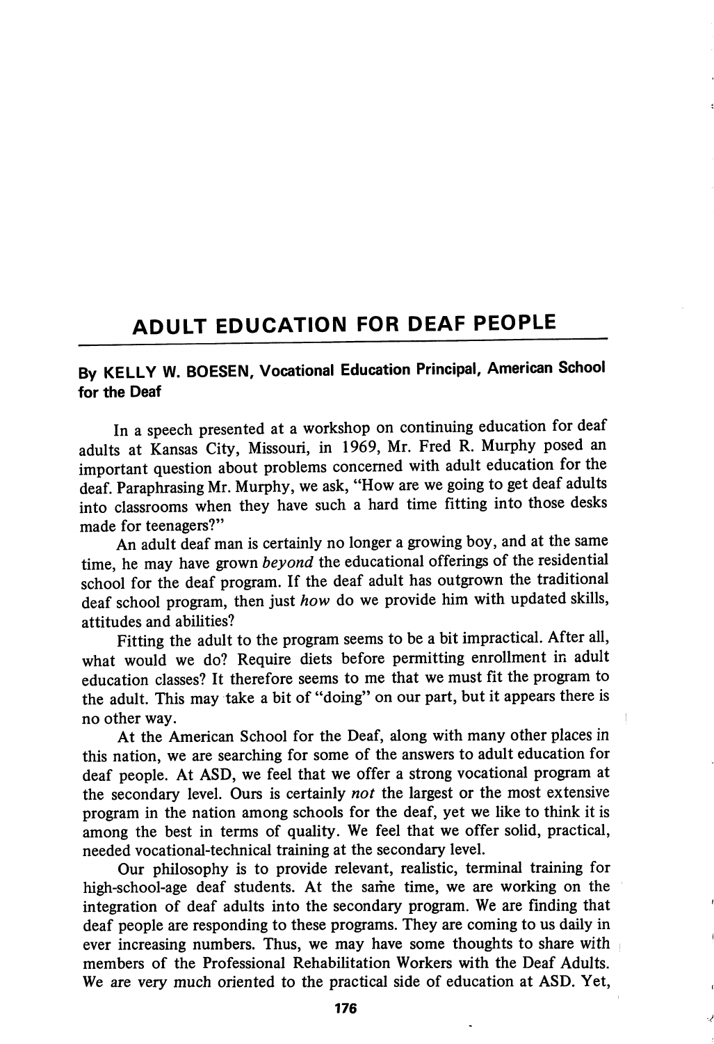# ADULT EDUCATION FOR DEAF PEOPLE

**By KELLY W. BOESEN, Vocational Education Principal, American School for the Deaf**

In a speech presented at a workshop on continuing education for deaf adults at Kansas City, Missouri, in 1969, Mr. Fred R. Murphy posed an important question about problems concerned with adult education for the deaf. Paraphrasing Mr. Murphy, we ask, "How are we going to get deaf adults into classrooms when they have such a hard time fitting into those desks made for teenagers?"

An adult deaf man is certainly no longer a growing boy, and at the same time, he may have grown *beyond* the educational offerings of the residential school for the deaf program. If the deaf adult has outgrown the traditional deaf school program, then just *how* do we provide him with updated skills, attitudes and abilities?

Fitting the adult to the program seems to be a bit impractical. After all, what would we do? Require diets before permitting enrollment in adult education classes? It therefore seems to me that we must fit the program to the adult. This may take a bit of "doing" on our part, but it appears there is no other way.

At the American School for the Deaf, along with many other places in this nation, we are searching for some of the answers to adult education for deaf people. At ASD, we feel that we offer a strong vocational program at the secondary level. Ours is certainly *not* the largest or the most extensive program in the nation among schools for the deaf, yet we like to think it is among the best in terms of quality. We feel that we offer solid, practical, needed vocational-technical training at the secondary level.

Our philosophy is to provide relevant, realistic, terminal training for high-school-age deaf students. At the same time, we are working on the integration of deaf adults into the secondary program. We are finding that deaf people are responding to these programs. They are coming to us daily in ever increasing numbers. Thus, we may have some thoughts to share with members of the Professional Rehabilitation Workers with the Deaf Adults. We are very much oriented to the practical side of education at ASD. Yet,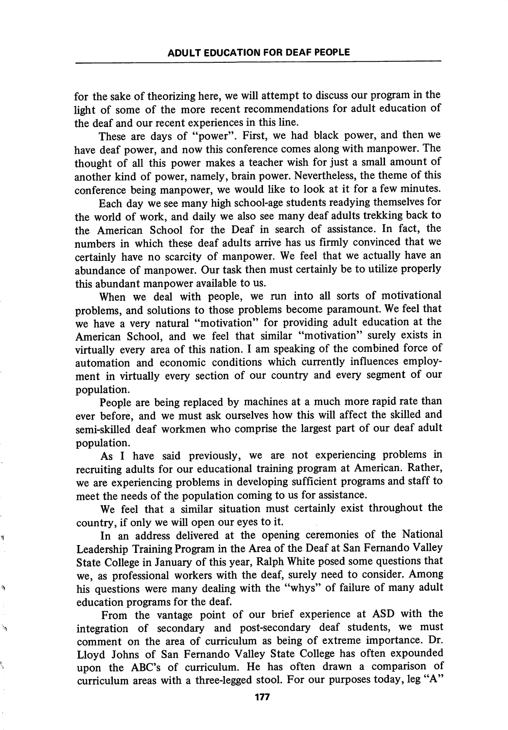for the sake of theorizing here, we will attempt to discuss our program in the light of some of the more recent recommendations for adult education of the deaf and our recent experiences in this line.

These are days of "power". First, we had black power, and then we have deaf power, and now this conference comes along with manpower. The thought of all this power makes a teacher wish for just a small amount of another kind of power, namely, brain power. Nevertheless, the theme of this conference being manpower, we would like to look at it for a few minutes.

Each day we see many high school-age students readying themselves for the world of work, and daily we also see many deaf adults trekking back to the American School for the Deaf in search of assistance. In fact, the numbers in which these deaf adults arrive has us firmly convinced that we certainly have no scarcity of manpower. We feel that we actually have an abundance of manpower. Our task then must certainly be to utilize properly this abundant manpower available to us.

When we deal with people, we run into all sorts of motivational problems, and solutions to those problems become paramount. We feel that we have a very natural "motivation" for providing adult education at the American School, and we feel that similar "motivation" surely exists in virtually every area of this nation. I am speaking of the combined force of automation and economic conditions which currently influences employment in virtually every section of our country and every segment of our population.

People are being replaced by machines at a much more rapid rate than ever before, and we must ask ourselves how this will affect the skilled and semi-skilled deaf workmen who comprise the largest part of our deaf adult population.

As I have said previously, we are not experiencing problems in recruiting adults for our educational training program at American. Rather, we are experiencing problems in developing sufficient programs and staff to meet the needs of the population coming to us for assistance.

We feel that a similar situation must certainly exist throughout the country, if only we will open our eyes to it.

In an address delivered at the opening ceremonies of the National Leadership Training Program in the Area of the Deaf at San Fernando Valley State College in January of this year, Ralph White posed some questions that we, as professional workers with the deaf, surely need to consider. Among his questions were many dealing with the "whys" of failure of many adult education programs for the deaf.

From the vantage point of our brief experience at ASD with the integration of secondary and post-secondary deaf students, we must comment on the area of curriculum as being of extreme importance. Dr. Lloyd Johns of San Fernando Valley State College has often expounded upon the ABC's of curriculum. He has often drawn a comparison of curriculum areas with a three-legged stool. For our purposes today, leg "A"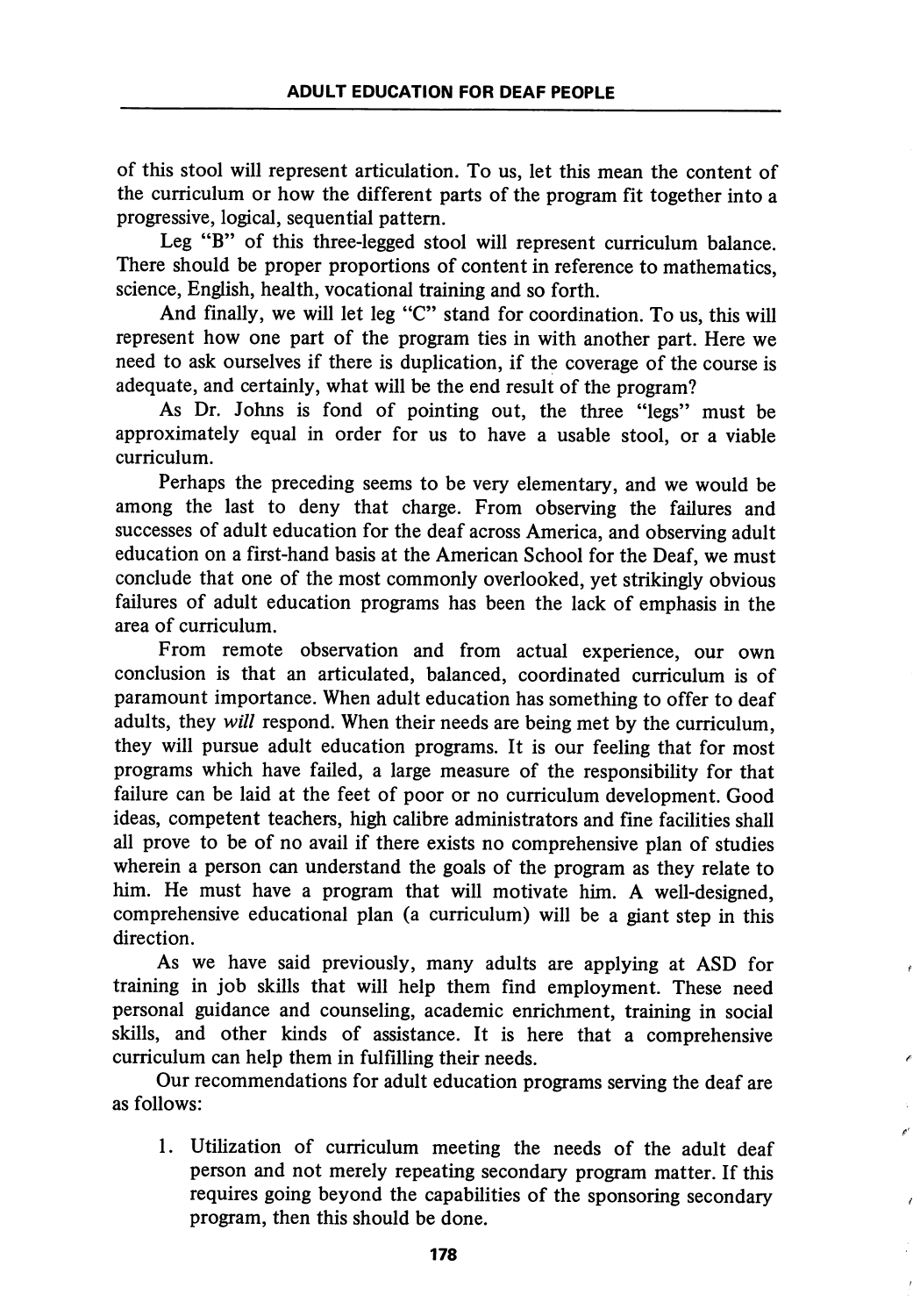of this stool will represent articulation. To us, let this mean the content of the curriculum or how the different parts of the program fit together into a progressive, logical, sequential pattern.

Leg "B" of this three-legged stool will represent curriculum balance. There should be proper proportions of content in reference to mathematics, science, English, health, vocational training and so forth.

And finally, we will let leg "C" stand for coordination. To us, this will represent how one part of the program ties in with another part. Here we need to ask ourselves if there is duplication, if the coverage of the course is adequate, and certainly, what will be the end result of the program?

As Dr. Johns is fond of pointing out, the three "legs" must be approximately equal in order for us to have a usable stool, or a viable curriculum.

Perhaps the preceding seems to be very elementary, and we would be among the last to deny that charge. From observing the failures and successes of adult education for the deaf across America, and observing adult education on a first-hand basis at the American School for the Deaf, we must conclude that one of the most commonly overlooked, yet strikingly obvious failures of adult education programs has been the lack of emphasis in the area of curriculum.

From remote observation and from actual experience, our own conclusion is that an articulated, balanced, coordinated curriculum is of paramount importance. When adult education has something to offer to deaf adults, they *will* respond. When their needs are being met by the curriculum, they will pursue adult education programs. It is our feeling that for most programs which have failed, a large measure of the responsibility for that failure can be laid at the feet of poor or no curriculum development. Good ideas, competent teachers, high calibre administrators and fine facilities shall all prove to be of no avail if there exists no comprehensive plan of studies wherein a person can understand the goals of the program as they relate to him. He must have a program that will motivate him. A well-designed, comprehensive educational plan (a curriculum) will be a giant step in this direction.

As we have said previously, many adults are applying at ASD for training in job skills that will help them find employment. These need personal guidance and counseling, academic enrichment, training in social skills, and other kinds of assistance. It is here that a comprehensive curriculum can help them in fulfilling their needs.

Our recommendations for adult education programs serving the deaf are as follows:

1. Utilization of curriculum meeting the needs of the adult deaf person and not merely repeating secondary program matter. If this requires going beyond the capabilities of the sponsoring secondary program, then this should be done.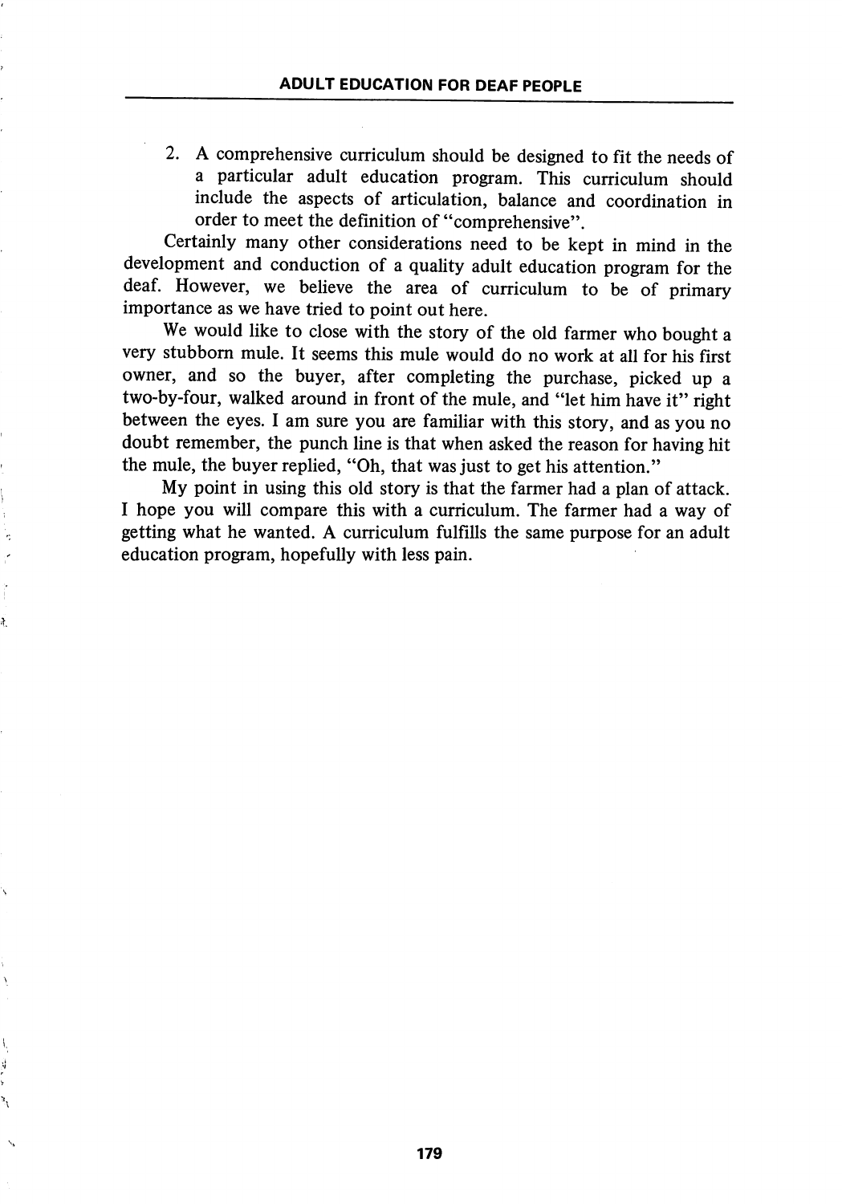2. A comprehensive curriculum should be designed to fit the needs of a particular adult education program. This curriculum should include the aspects of articulation, balance and coordination in order to meet the definition of "comprehensive".

Certainly many other considerations need to be kept in mind in the development and conduction of a quality adult education program for the deaf. However, we believe the area of curriculum to be of primary importance as we have tried to point out here.

We would like to close with the story of the old farmer who bought a very stubborn mule. It seems this mule would do no work at all for his first owner, and so the buyer, after completing the purchase, picked up a two-by-four, walked around in front of the mule, and "let him have it" right between the eyes. I am sure you are familiar with this story, and as you no doubt remember, the punch line is that when asked the reason for having hit the mule, the buyer replied, "Oh, that was just to get his attention."

My point in using this old story is that the farmer had a plan of attack. I hope you will compare this with a curriculum. The farmer had a way of getting what he wanted. A curriculum fulfills the same purpose for an adult education program, hopefully with less pain.